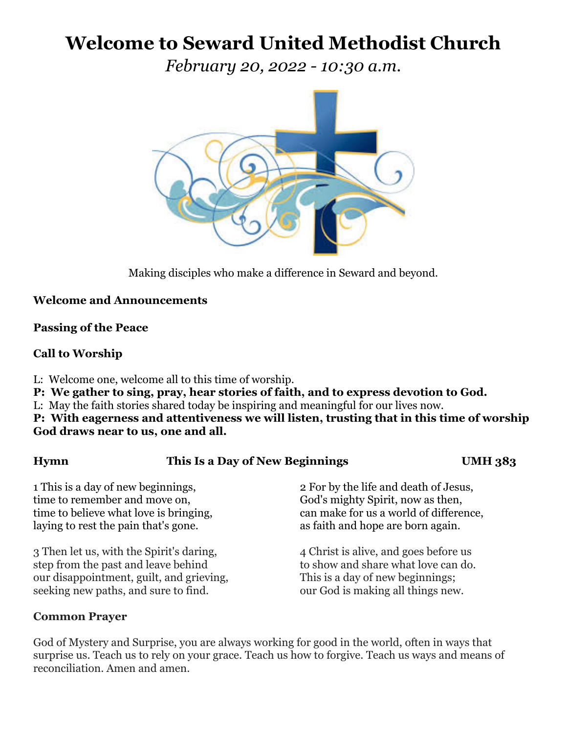# Welcome to Seward United Methodist Church

*February 20, 2022 - 10:30 a.m.*

Making disciples who make a difference in Seward and beyond.

**Welcome and Announcements**

**Passing of the Peace**

**Call to Worship**

L: Welcome one, welcome all to this time of worship.
**P: We gather to sing, pray, hear stories of faith, and to express devotion to God.**
L: May the faith stories shared today be inspiring and meaningful for our lives now.
**P: With eagerness and attentiveness we will listen, trusting that in this time of worship God draws near to us, one and all.**

**Hymn** **This Is a Day of New Beginnings** **UMH 383**

1 This is a day of new beginnings,
time to remember and move on,
time to believe what love is bringing,
laying to rest the pain that's gone.

2 For by the life and death of Jesus,
God's mighty Spirit, now as then,
can make for us a world of difference,
as faith and hope are born again.

3 Then let us, with the Spirit's daring,
step from the past and leave behind
our disappointment, guilt, and grieving,
seeking new paths, and sure to find.

4 Christ is alive, and goes before us
to show and share what love can do.
This is a day of new beginnings;
our God is making all things new.

**Common Prayer**

God of Mystery and Surprise, you are always working for good in the world, often in ways that surprise us. Teach us to rely on your grace. Teach us how to forgive. Teach us ways and means of reconciliation. Amen and amen.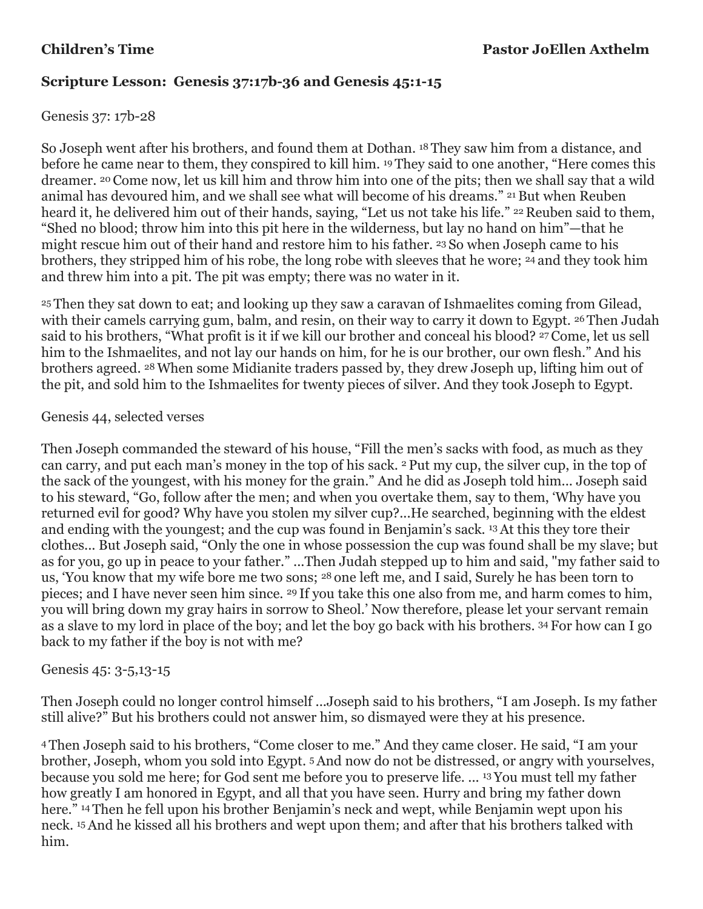**Children's Time** **Pastor JoEllen Axthelm**

**Scripture Lesson: Genesis 37:17b-36 and Genesis 45:1-15**

Genesis 37: 17b-28

So Joseph went after his brothers, and found them at Dothan. [18] They saw him from a distance, and before he came near to them, they conspired to kill him. [19] They said to one another, "Here comes this dreamer. [20] Come now, let us kill him and throw him into one of the pits; then we shall say that a wild animal has devoured him, and we shall see what will become of his dreams." [21] But when Reuben heard it, he delivered him out of their hands, saying, "Let us not take his life." [22] Reuben said to them, "Shed no blood; throw him into this pit here in the wilderness, but lay no hand on him"—that he might rescue him out of their hand and restore him to his father. [23] So when Joseph came to his brothers, they stripped him of his robe, the long robe with sleeves that he wore; [24] and they took him and threw him into a pit. The pit was empty; there was no water in it.

[25] Then they sat down to eat; and looking up they saw a caravan of Ishmaelites coming from Gilead, with their camels carrying gum, balm, and resin, on their way to carry it down to Egypt. [26] Then Judah said to his brothers, "What profit is it if we kill our brother and conceal his blood? [27] Come, let us sell him to the Ishmaelites, and not lay our hands on him, for he is our brother, our own flesh." And his brothers agreed. [28] When some Midianite traders passed by, they drew Joseph up, lifting him out of the pit, and sold him to the Ishmaelites for twenty pieces of silver. And they took Joseph to Egypt.

Genesis 44, selected verses

Then Joseph commanded the steward of his house, "Fill the men's sacks with food, as much as they can carry, and put each man's money in the top of his sack. [2] Put my cup, the silver cup, in the top of the sack of the youngest, with his money for the grain." And he did as Joseph told him... Joseph said to his steward, "Go, follow after the men; and when you overtake them, say to them, 'Why have you returned evil for good? Why have you stolen my silver cup?...He searched, beginning with the eldest and ending with the youngest; and the cup was found in Benjamin's sack. [13] At this they tore their clothes... But Joseph said, "Only the one in whose possession the cup was found shall be my slave; but as for you, go up in peace to your father." ...Then Judah stepped up to him and said, "my father said to us, 'You know that my wife bore me two sons; [28] one left me, and I said, Surely he has been torn to pieces; and I have never seen him since. [29] If you take this one also from me, and harm comes to him, you will bring down my gray hairs in sorrow to Sheol.' Now therefore, please let your servant remain as a slave to my lord in place of the boy; and let the boy go back with his brothers. [34] For how can I go back to my father if the boy is not with me?

Genesis 45: 3-5,13-15

Then Joseph could no longer control himself ...Joseph said to his brothers, "I am Joseph. Is my father still alive?" But his brothers could not answer him, so dismayed were they at his presence.

[4] Then Joseph said to his brothers, "Come closer to me." And they came closer. He said, "I am your brother, Joseph, whom you sold into Egypt. [5] And now do not be distressed, or angry with yourselves, because you sold me here; for God sent me before you to preserve life. ... [13] You must tell my father how greatly I am honored in Egypt, and all that you have seen. Hurry and bring my father down here." [14] Then he fell upon his brother Benjamin's neck and wept, while Benjamin wept upon his neck. [15] And he kissed all his brothers and wept upon them; and after that his brothers talked with him.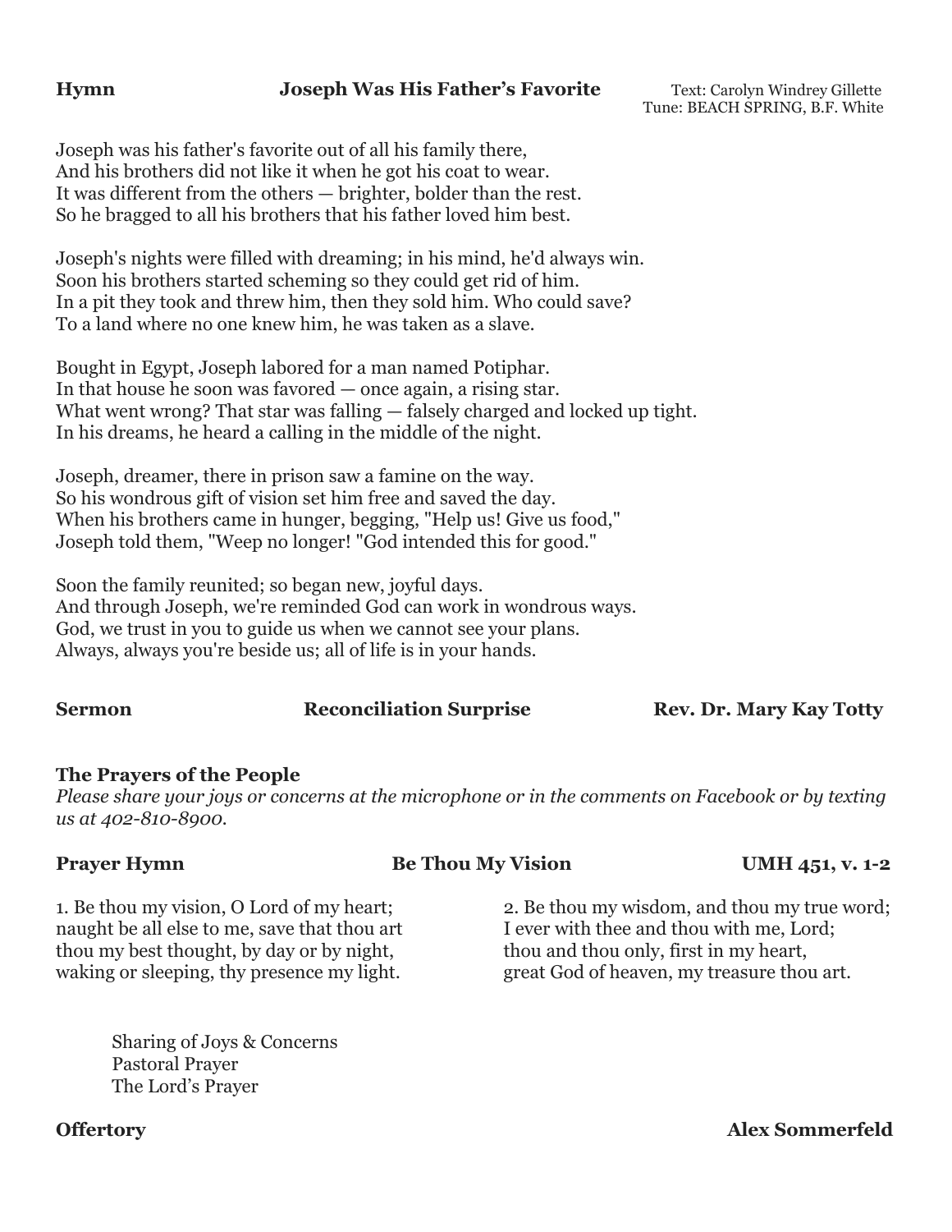**Hymn** **Joseph Was His Father's Favorite** Text: Carolyn Windrey Gillette
Tune: BEACH SPRING, B.F. White

Joseph was his father's favorite out of all his family there,
And his brothers did not like it when he got his coat to wear.
It was different from the others — brighter, bolder than the rest.
So he bragged to all his brothers that his father loved him best.

Joseph's nights were filled with dreaming; in his mind, he'd always win.
Soon his brothers started scheming so they could get rid of him.
In a pit they took and threw him, then they sold him. Who could save?
To a land where no one knew him, he was taken as a slave.

Bought in Egypt, Joseph labored for a man named Potiphar.
In that house he soon was favored — once again, a rising star.
What went wrong? That star was falling — falsely charged and locked up tight.
In his dreams, he heard a calling in the middle of the night.

Joseph, dreamer, there in prison saw a famine on the way.
So his wondrous gift of vision set him free and saved the day.
When his brothers came in hunger, begging, "Help us! Give us food,"
Joseph told them, "Weep no longer! "God intended this for good."

Soon the family reunited; so began new, joyful days.
And through Joseph, we're reminded God can work in wondrous ways.
God, we trust in you to guide us when we cannot see your plans.
Always, always you're beside us; all of life is in your hands.

**Sermon** **Reconciliation Surprise** **Rev. Dr. Mary Kay Totty**

**The Prayers of the People**
*Please share your joys or concerns at the microphone or in the comments on Facebook or by texting us at 402-810-8900.*

**Prayer Hymn** **Be Thou My Vision** **UMH 451, v. 1-2**

1. Be thou my vision, O Lord of my heart;
naught be all else to me, save that thou art
thou my best thought, by day or by night,
waking or sleeping, thy presence my light.

2. Be thou my wisdom, and thou my true word;
I ever with thee and thou with me, Lord;
thou and thou only, first in my heart,
great God of heaven, my treasure thou art.

Sharing of Joys & Concerns
Pastoral Prayer
The Lord's Prayer

**Offertory** **Alex Sommerfeld**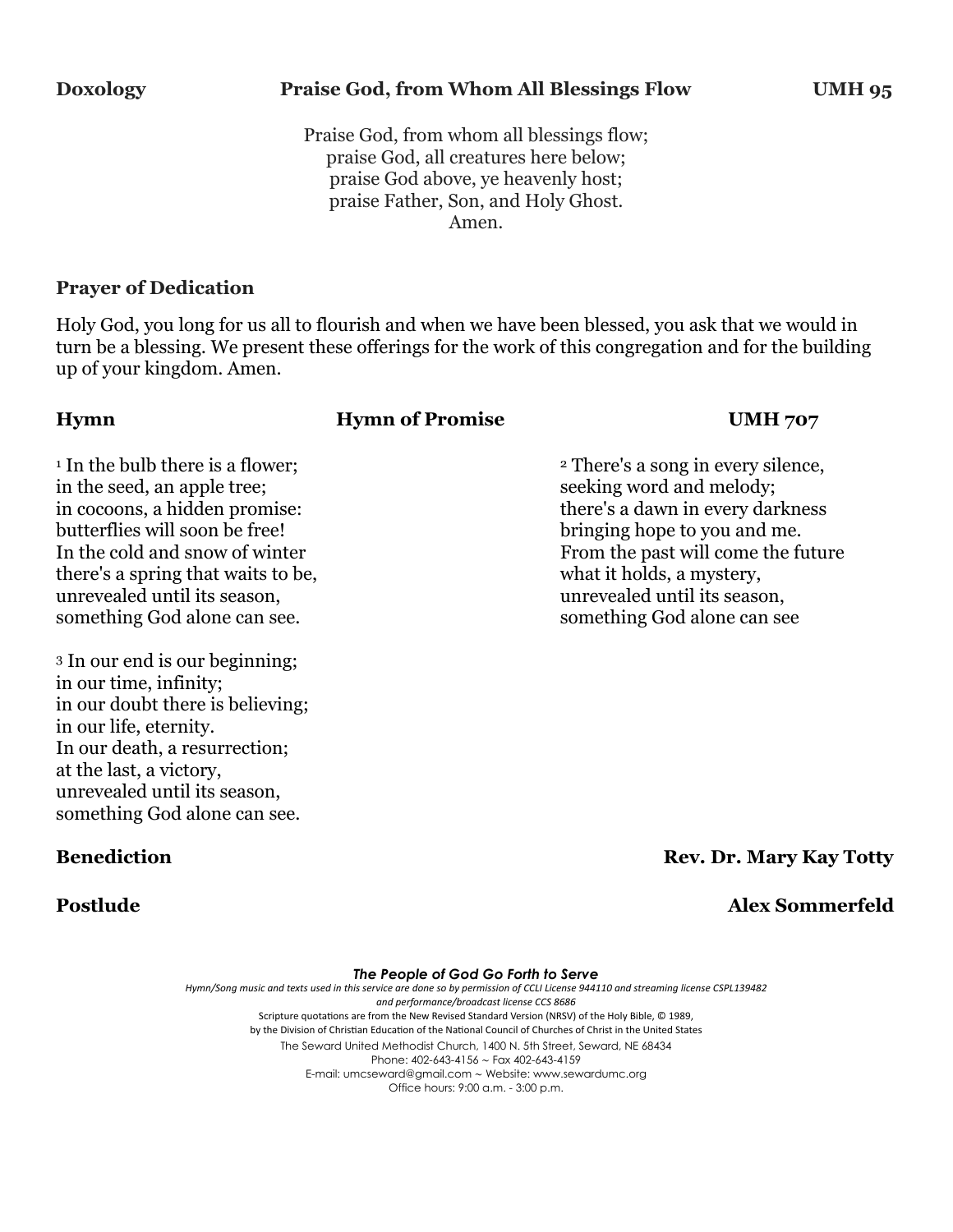**Doxology** **Praise God, from Whom All Blessings Flow** **UMH 95**

Praise God, from whom all blessings flow;
praise God, all creatures here below;
praise God above, ye heavenly host;
praise Father, Son, and Holy Ghost.
Amen.

**Prayer of Dedication**

Holy God, you long for us all to flourish and when we have been blessed, you ask that we would in turn be a blessing. We present these offerings for the work of this congregation and for the building up of your kingdom. Amen.

**Hymn** **Hymn of Promise** **UMH 707**

1 In the bulb there is a flower;
in the seed, an apple tree;
in cocoons, a hidden promise:
butterflies will soon be free!
In the cold and snow of winter
there's a spring that waits to be,
unrevealed until its season,
something God alone can see.

2 There's a song in every silence,
seeking word and melody;
there's a dawn in every darkness
bringing hope to you and me.
From the past will come the future
what it holds, a mystery,
unrevealed until its season,
something God alone can see

3 In our end is our beginning;
in our time, infinity;
in our doubt there is believing;
in our life, eternity.
In our death, a resurrection;
at the last, a victory,
unrevealed until its season,
something God alone can see.

**Benediction** **Rev. Dr. Mary Kay Totty**

**Postlude** **Alex Sommerfeld**

***The People of God Go Forth to Serve***

*Hymn/Song music and texts used in this service are done so by permission of CCLI License 944110 and streaming license CSPL139482 and performance/broadcast license CCS 8686*

Scripture quotations are from the New Revised Standard Version (NRSV) of the Holy Bible, © 1989, by the Division of Christian Education of the National Council of Churches of Christ in the United States

The Seward United Methodist Church, 1400 N. 5th Street, Seward, NE 68434
Phone: 402-643-4156 ~ Fax 402-643-4159
E-mail: umcseward@gmail.com ~ Website: www.sewardumc.org
Office hours: 9:00 a.m. - 3:00 p.m.